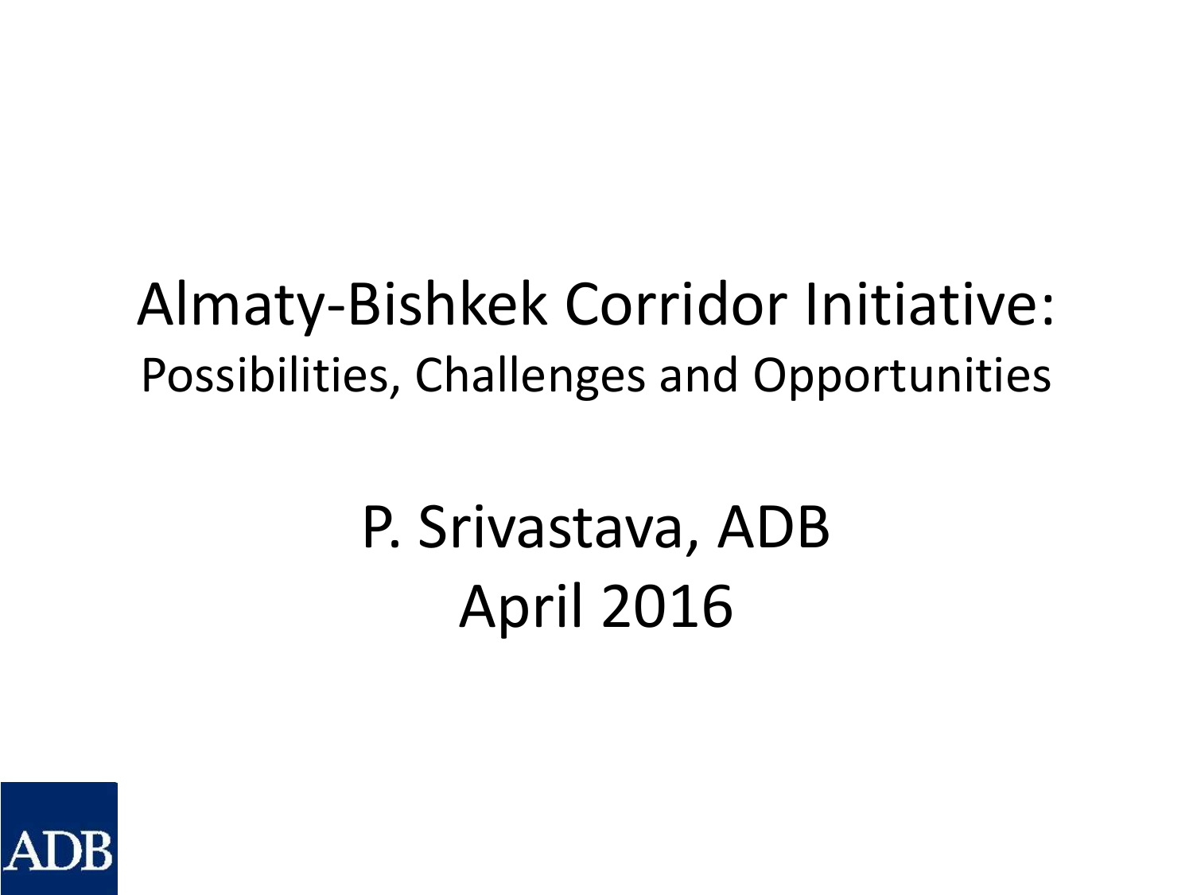# Almaty-Bishkek Corridor Initiative:

## Possibilities, Challenges and Opportunities

P. Srivastava, ADB

April 2016

ADB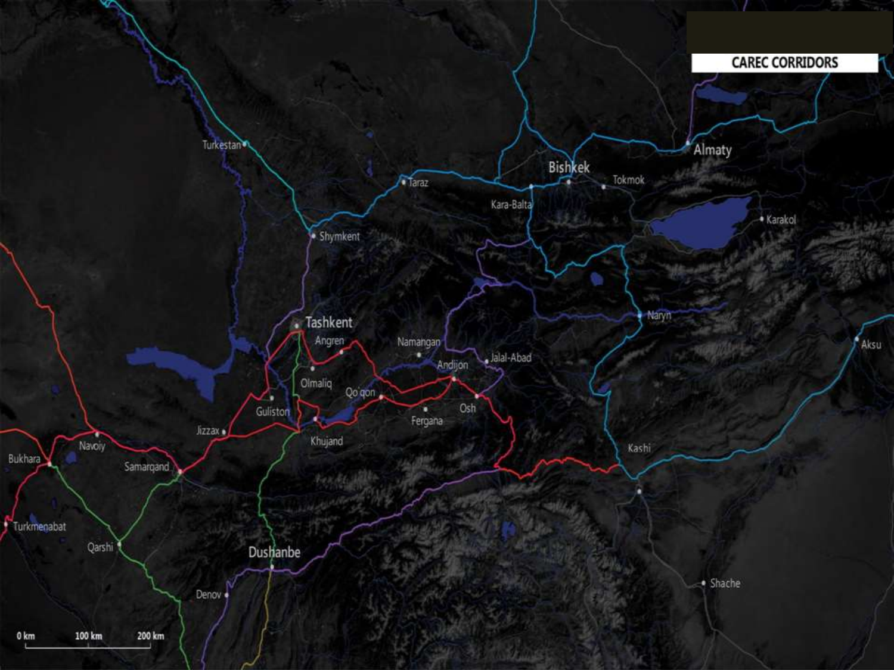# CAREC CORRIDORS

Turkestan
Taraz
Bishkek
Almaty
Tokmok
Kara-Balta
Karakol
Shymkent
Tashkent
Angren
Namangan
Naryn
Aksu
Jalal-Abad
Andijon
Olmaliq
Qo'qon
Osh
Fergana
Guliston
Jizzax
Khujand
Kashi
Navoiy
Bukhara
Samarqand
Turkmenabat
Qarshi
Dushanbe
Denov
Shache

0 km 100 km 200 km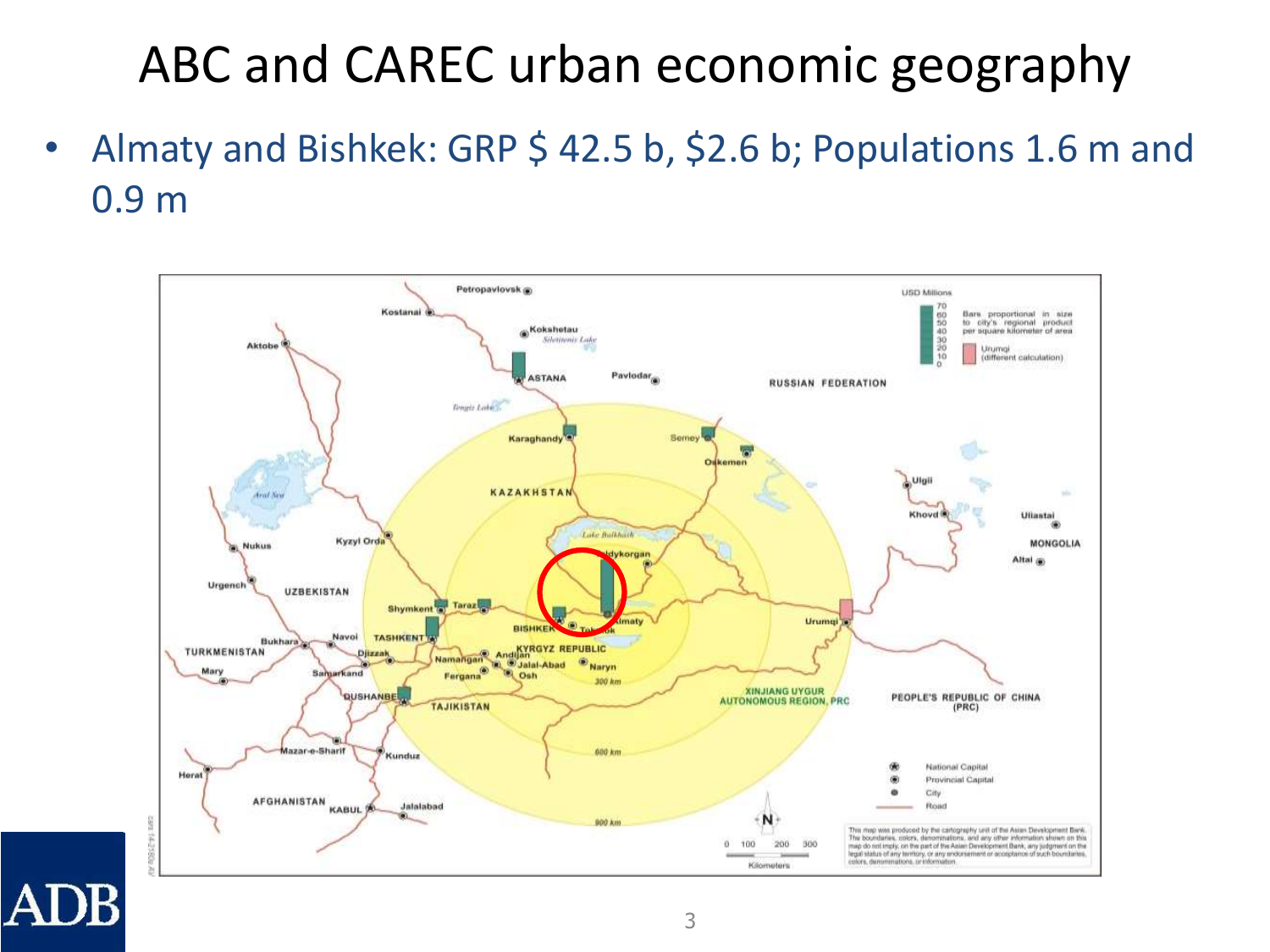# ABC and CAREC urban economic geography

- Almaty and Bishkek: GRP $ 42.5 b, $2.6 b; Populations 1.6 m and 0.9 m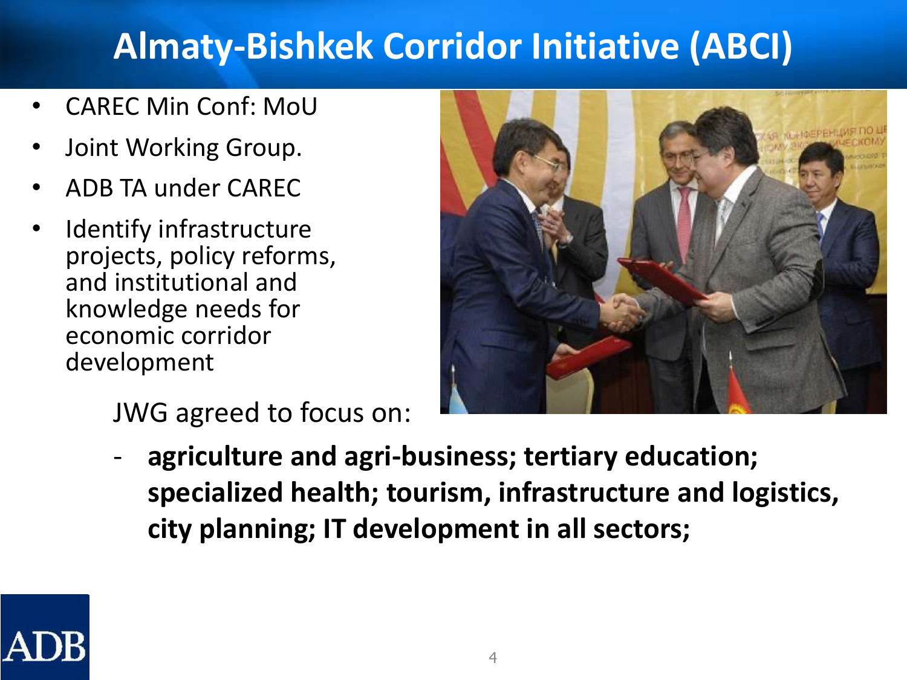# Almaty-Bishkek Corridor Initiative (ABCI)

- CAREC Min Conf: MoU
- Joint Working Group.
- ADB TA under CAREC
- Identify infrastructure projects, policy reforms, and institutional and knowledge needs for economic corridor development

JWG agreed to focus on:

- **agriculture and agri-business; tertiary education; specialized health; tourism, infrastructure and logistics, city planning; IT development in all sectors;**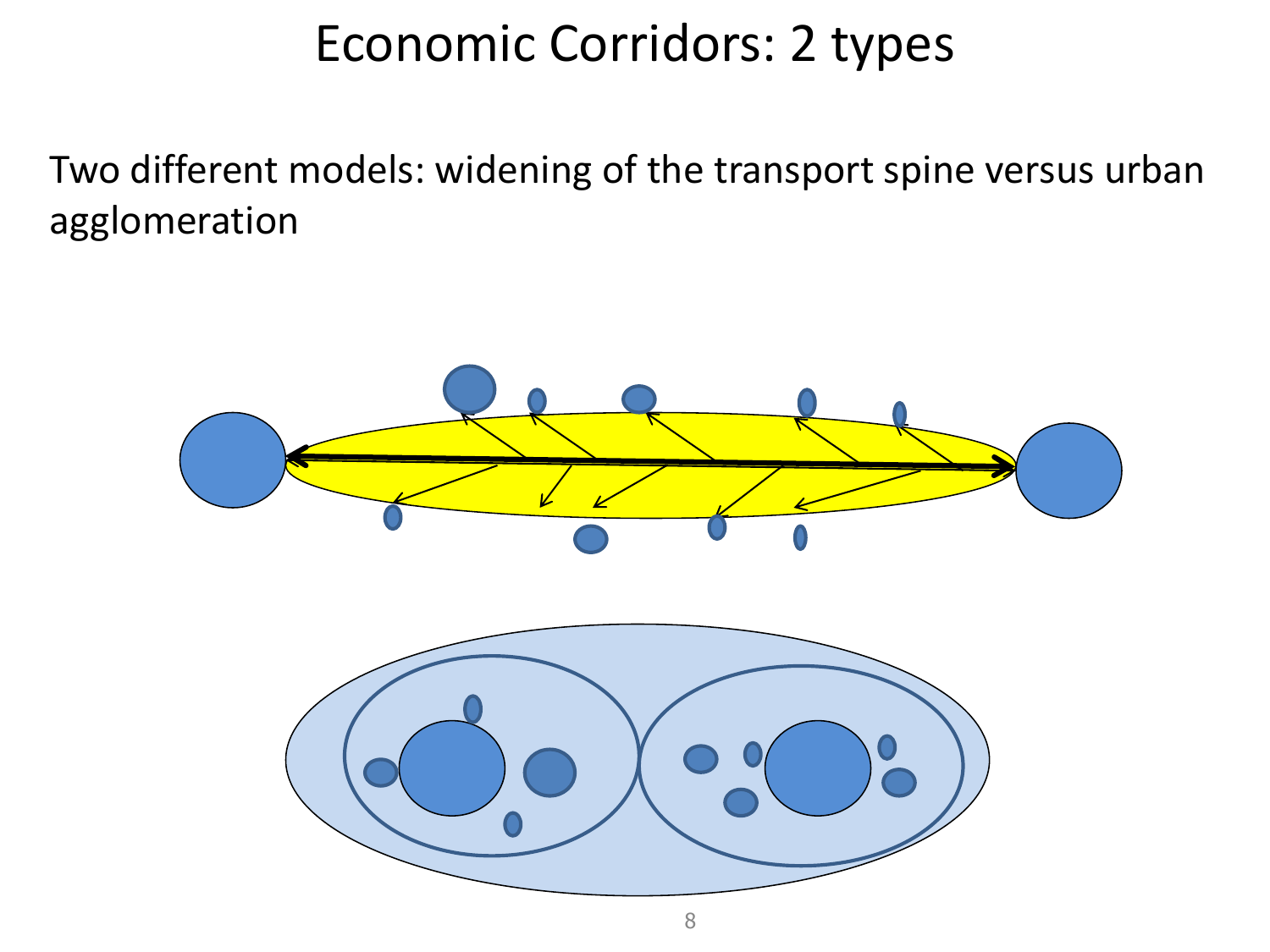# Economic Corridors: 2 types

Two different models: widening of the transport spine versus urban agglomeration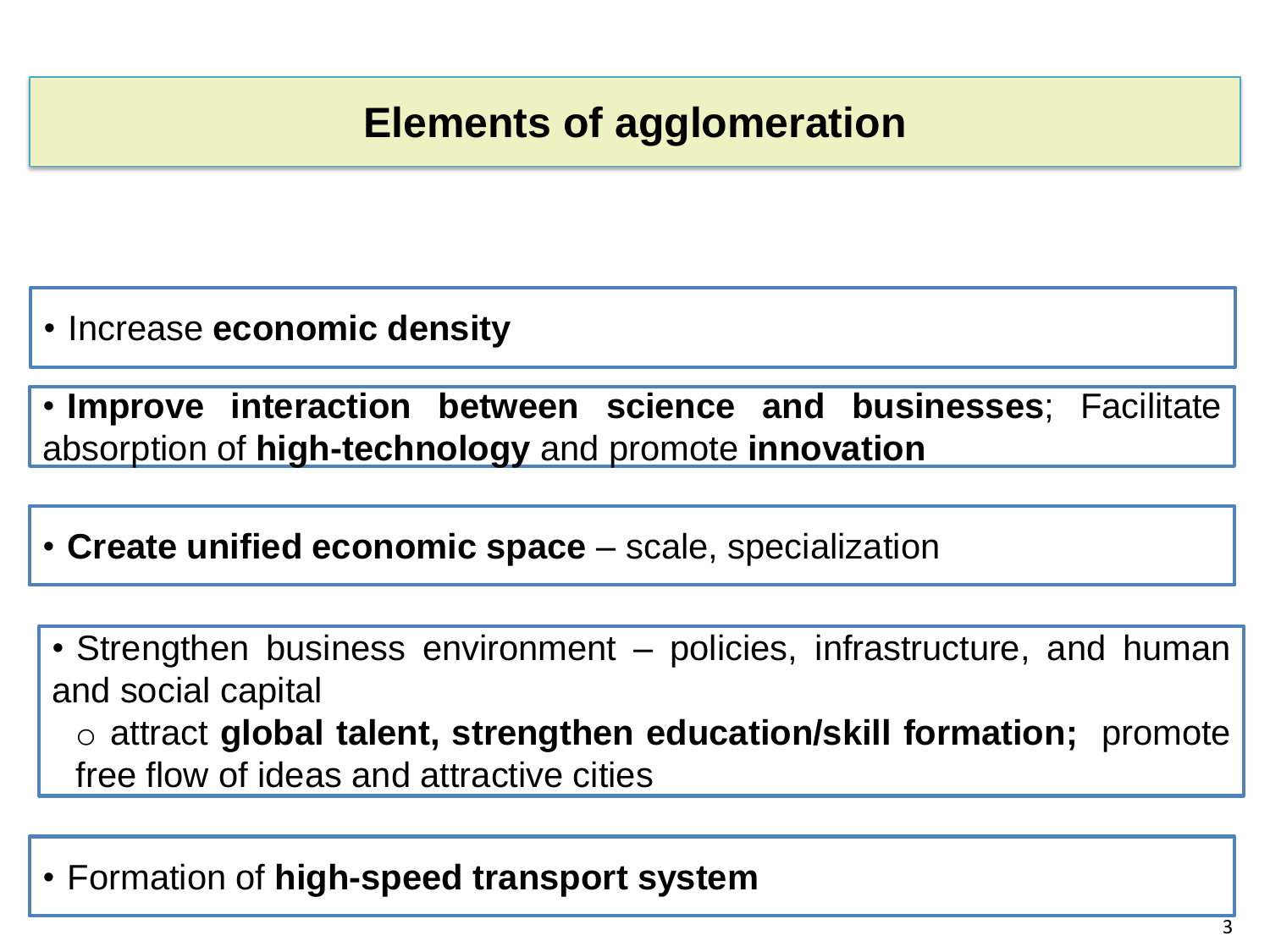# Elements of agglomeration

- Increase **economic density**

- **Improve interaction between science and businesses**; Facilitate absorption of **high-technology** and promote **innovation**

- **Create unified economic space** – scale, specialization

- Strengthen business environment – policies, infrastructure, and human and social capital
  - attract **global talent, strengthen education/skill formation;** promote free flow of ideas and attractive cities

- Formation of **high-speed transport system**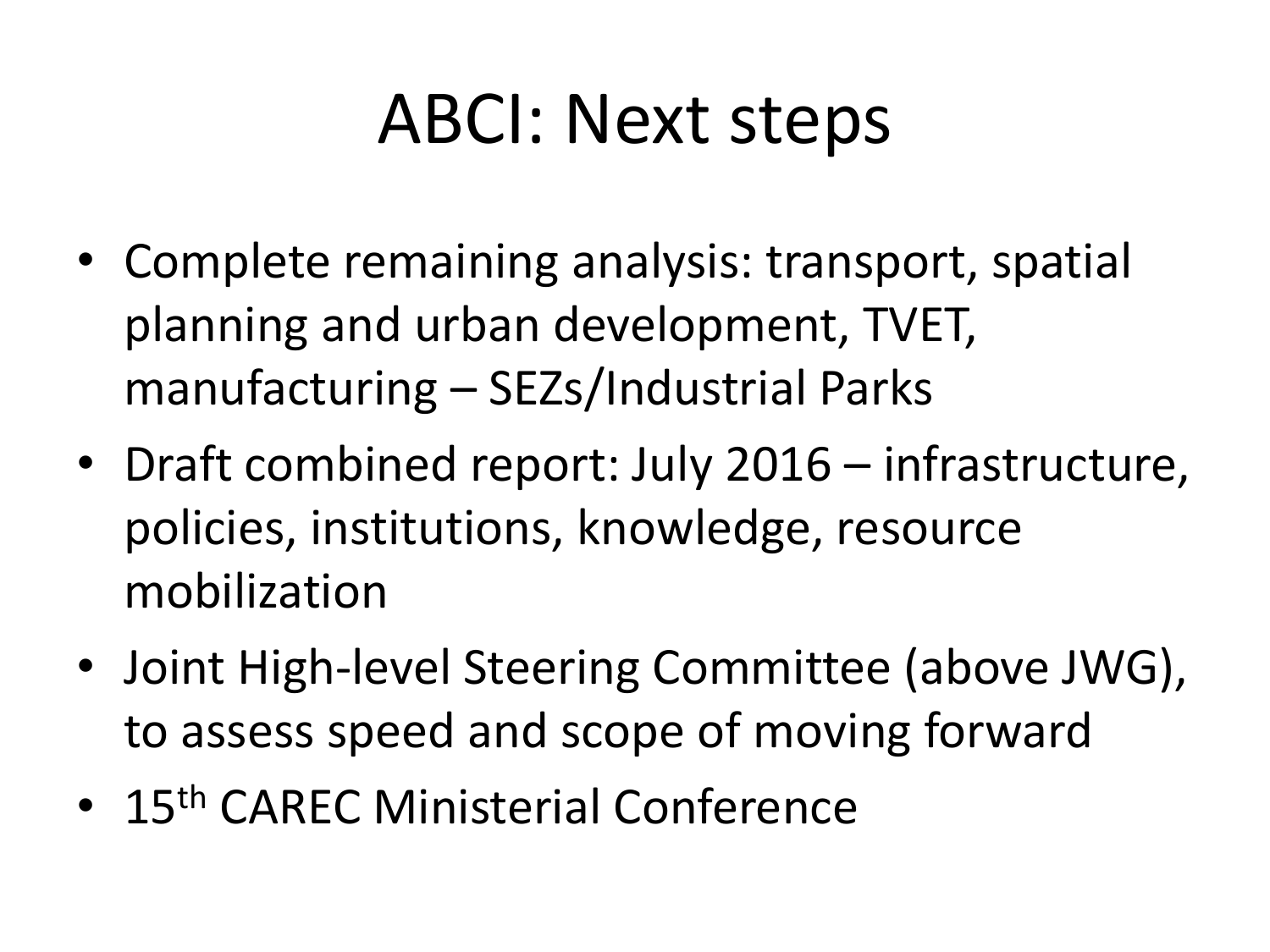# ABCI: Next steps

- Complete remaining analysis: transport, spatial planning and urban development, TVET, manufacturing – SEZs/Industrial Parks
- Draft combined report: July 2016 – infrastructure, policies, institutions, knowledge, resource mobilization
- Joint High-level Steering Committee (above JWG), to assess speed and scope of moving forward
- 15th CAREC Ministerial Conference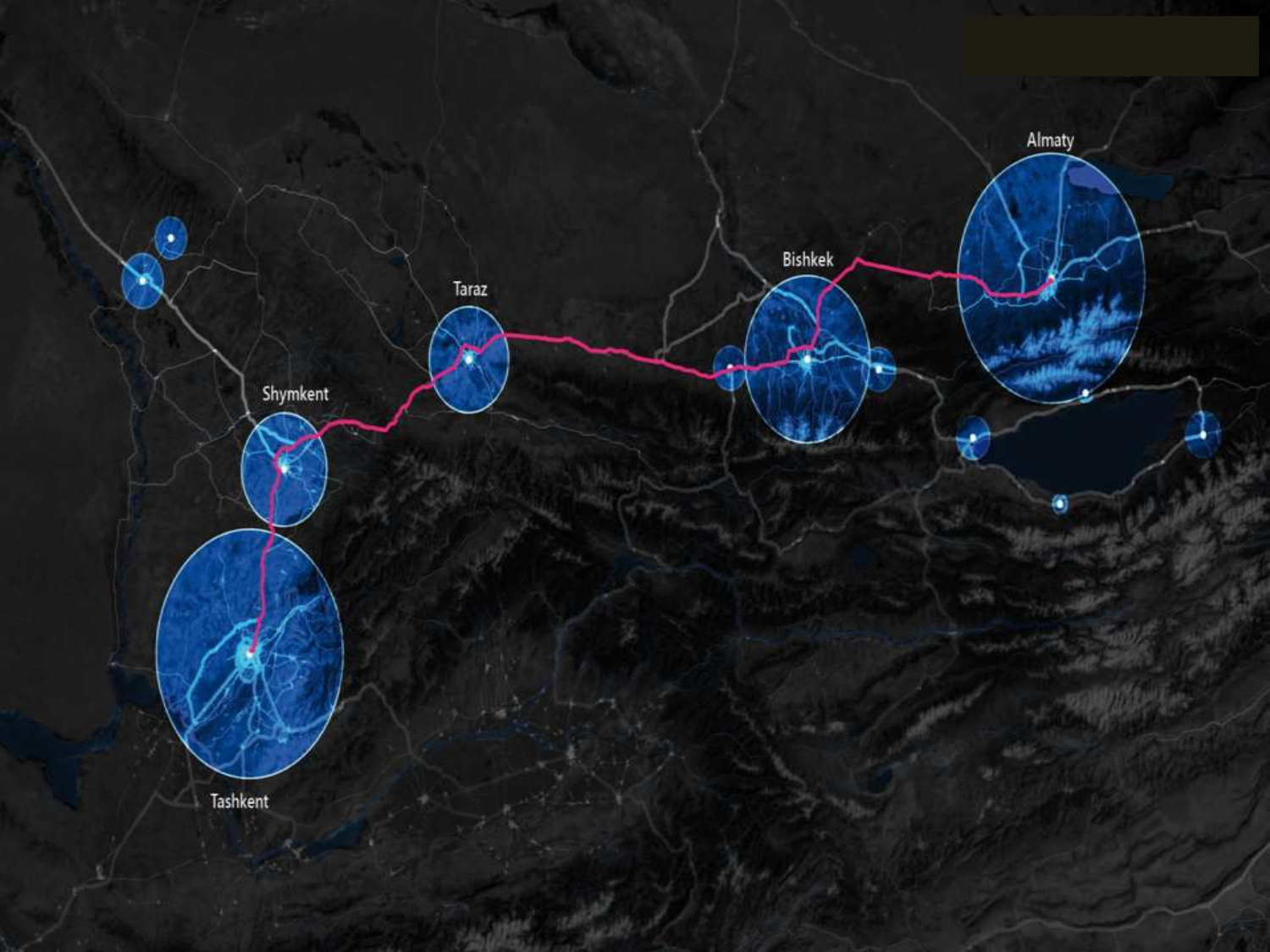Almaty

Bishkek

Taraz

Shymkent

Tashkent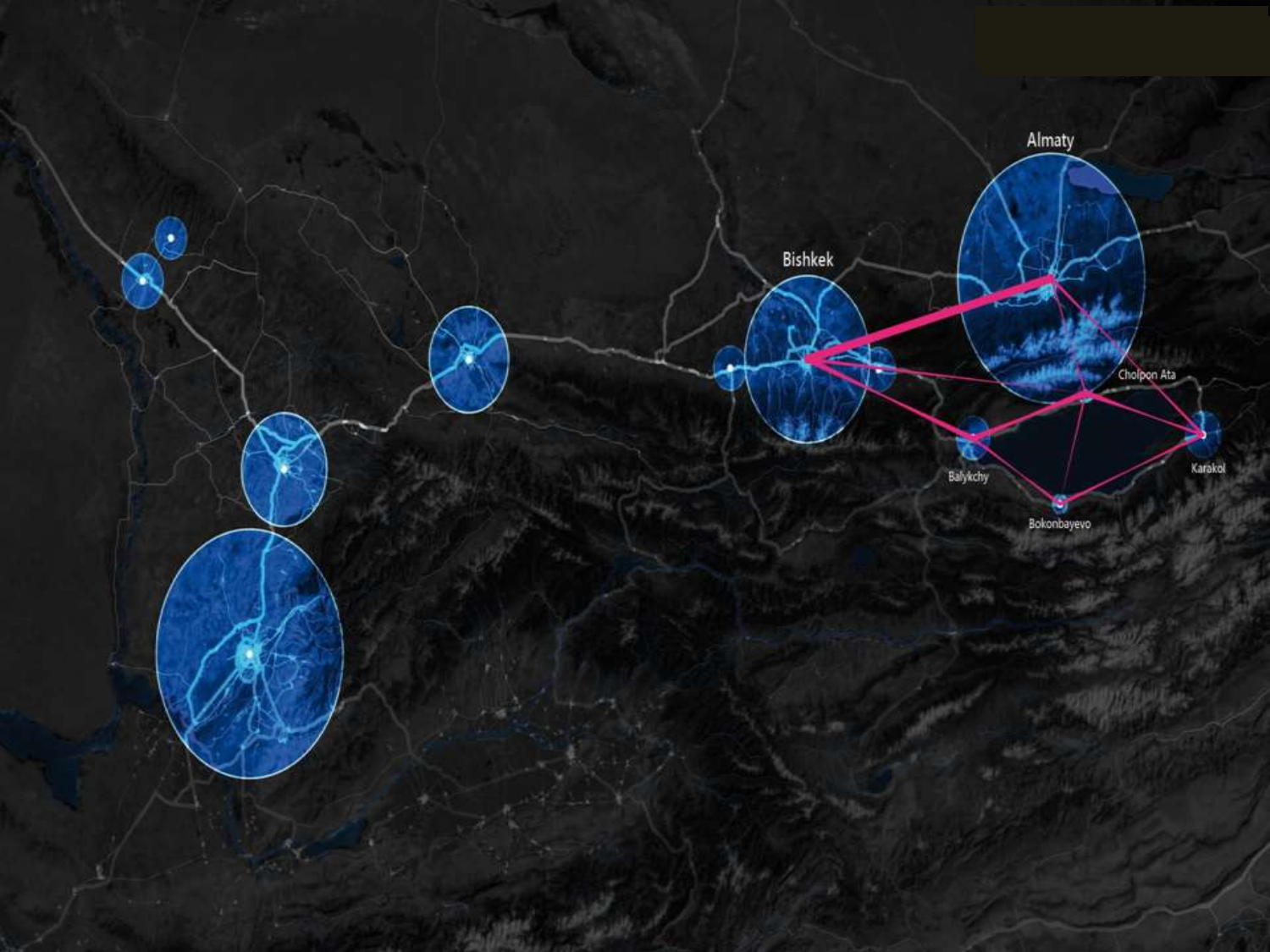Almaty

Bishkek

Cholpon Ata

Balykchy

Karakol

Bokonbayevo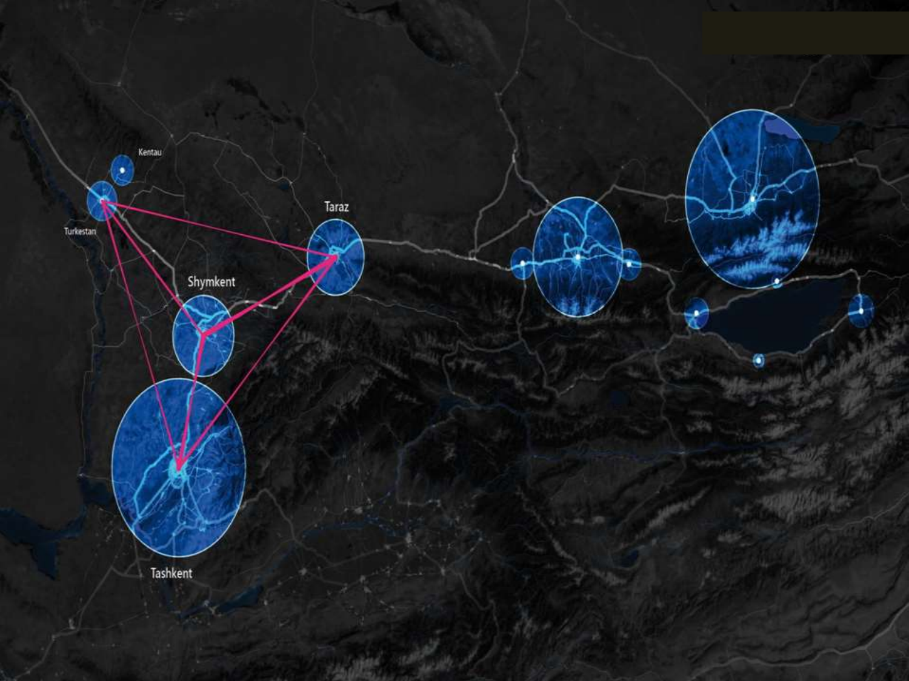Kentau

Turkestan

Taraz

Shymkent

Tashkent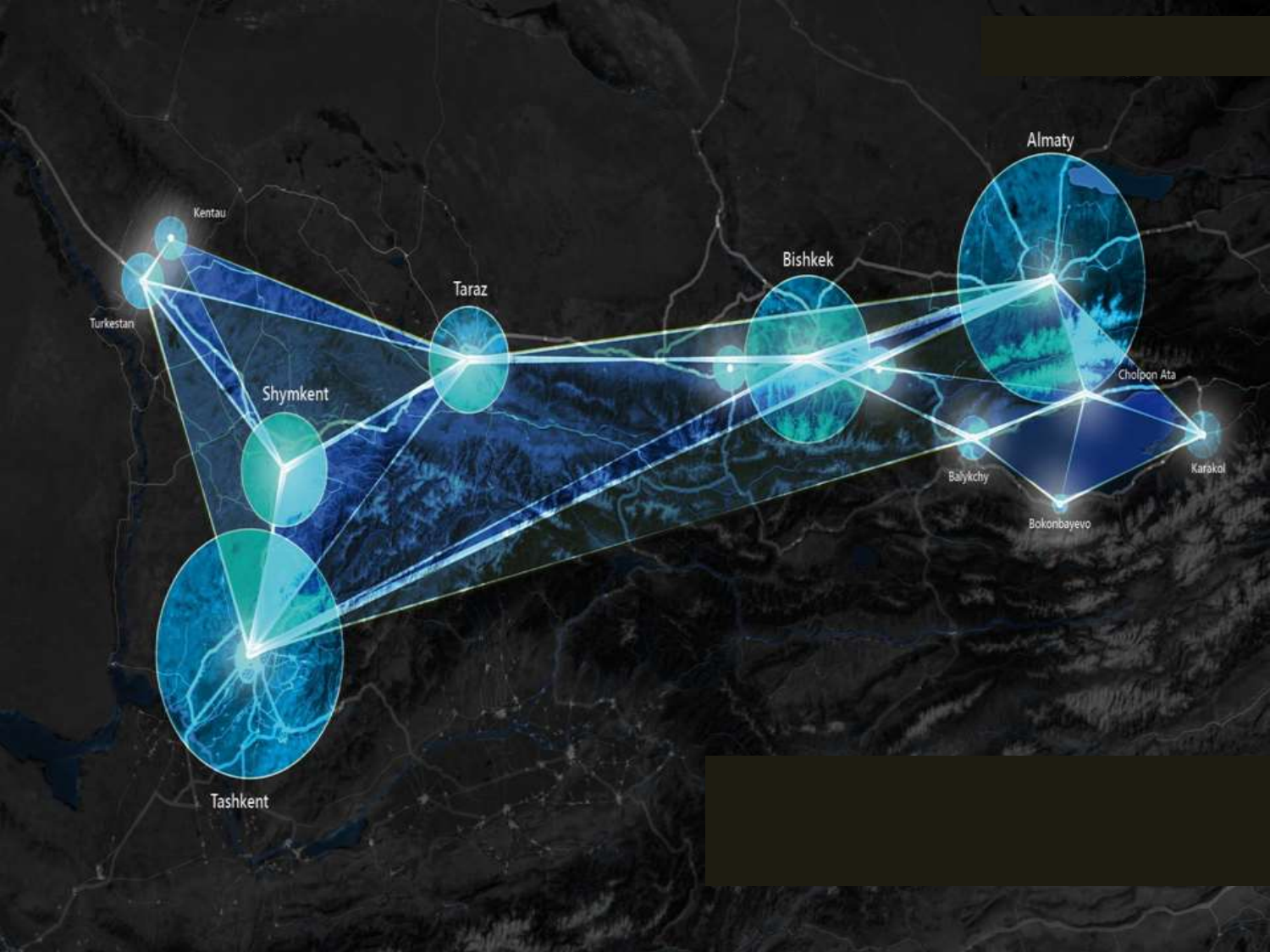Almaty

Kentau

Turkestan

Taraz

Bishkek

Shymkent

Cholpon Ata

Balykchy

Karakol

Bokonbayevo

Tashkent